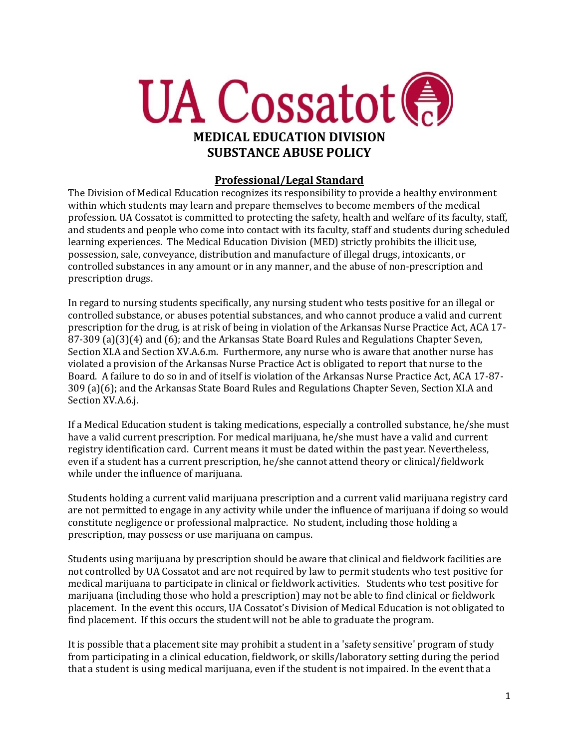# UA Cossatot

## MEDICAL EDUCATION DIVISION
## SUBSTANCE ABUSE POLICY

### Professional/Legal Standard

The Division of Medical Education recognizes its responsibility to provide a healthy environment within which students may learn and prepare themselves to become members of the medical profession. UA Cossatot is committed to protecting the safety, health and welfare of its faculty, staff, and students and people who come into contact with its faculty, staff and students during scheduled learning experiences. The Medical Education Division (MED) strictly prohibits the illicit use, possession, sale, conveyance, distribution and manufacture of illegal drugs, intoxicants, or controlled substances in any amount or in any manner, and the abuse of non-prescription and prescription drugs.

In regard to nursing students specifically, any nursing student who tests positive for an illegal or controlled substance, or abuses potential substances, and who cannot produce a valid and current prescription for the drug, is at risk of being in violation of the Arkansas Nurse Practice Act, ACA 17-87-309 (a)(3)(4) and (6); and the Arkansas State Board Rules and Regulations Chapter Seven, Section XI.A and Section XV.A.6.m. Furthermore, any nurse who is aware that another nurse has violated a provision of the Arkansas Nurse Practice Act is obligated to report that nurse to the Board. A failure to do so in and of itself is violation of the Arkansas Nurse Practice Act, ACA 17-87-309 (a)(6); and the Arkansas State Board Rules and Regulations Chapter Seven, Section XI.A and Section XV.A.6.j.

If a Medical Education student is taking medications, especially a controlled substance, he/she must have a valid current prescription. For medical marijuana, he/she must have a valid and current registry identification card. Current means it must be dated within the past year. Nevertheless, even if a student has a current prescription, he/she cannot attend theory or clinical/fieldwork while under the influence of marijuana.

Students holding a current valid marijuana prescription and a current valid marijuana registry card are not permitted to engage in any activity while under the influence of marijuana if doing so would constitute negligence or professional malpractice. No student, including those holding a prescription, may possess or use marijuana on campus.

Students using marijuana by prescription should be aware that clinical and fieldwork facilities are not controlled by UA Cossatot and are not required by law to permit students who test positive for medical marijuana to participate in clinical or fieldwork activities. Students who test positive for marijuana (including those who hold a prescription) may not be able to find clinical or fieldwork placement. In the event this occurs, UA Cossatot's Division of Medical Education is not obligated to find placement. If this occurs the student will not be able to graduate the program.

It is possible that a placement site may prohibit a student in a 'safety sensitive' program of study from participating in a clinical education, fieldwork, or skills/laboratory setting during the period that a student is using medical marijuana, even if the student is not impaired. In the event that a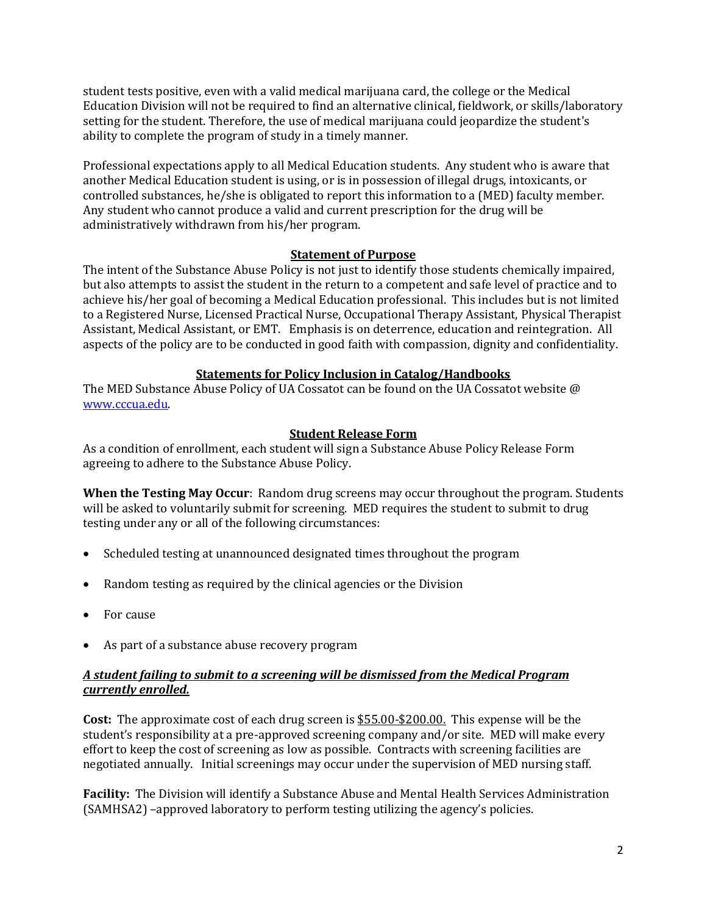student tests positive, even with a valid medical marijuana card, the college or the Medical Education Division will not be required to find an alternative clinical, fieldwork, or skills/laboratory setting for the student. Therefore, the use of medical marijuana could jeopardize the student's ability to complete the program of study in a timely manner.

Professional expectations apply to all Medical Education students. Any student who is aware that another Medical Education student is using, or is in possession of illegal drugs, intoxicants, or controlled substances, he/she is obligated to report this information to a (MED) faculty member. Any student who cannot produce a valid and current prescription for the drug will be administratively withdrawn from his/her program.

## Statement of Purpose

The intent of the Substance Abuse Policy is not just to identify those students chemically impaired, but also attempts to assist the student in the return to a competent and safe level of practice and to achieve his/her goal of becoming a Medical Education professional. This includes but is not limited to a Registered Nurse, Licensed Practical Nurse, Occupational Therapy Assistant, Physical Therapist Assistant, Medical Assistant, or EMT. Emphasis is on deterrence, education and reintegration. All aspects of the policy are to be conducted in good faith with compassion, dignity and confidentiality.

## Statements for Policy Inclusion in Catalog/Handbooks

The MED Substance Abuse Policy of UA Cossatot can be found on the UA Cossatot website @ [www.cccua.edu](http://www.cccua.edu).

## Student Release Form

As a condition of enrollment, each student will sign a Substance Abuse Policy Release Form agreeing to adhere to the Substance Abuse Policy.

**When the Testing May Occur**: Random drug screens may occur throughout the program. Students will be asked to voluntarily submit for screening. MED requires the student to submit to drug testing under any or all of the following circumstances:

- Scheduled testing at unannounced designated times throughout the program
- Random testing as required by the clinical agencies or the Division
- For cause
- As part of a substance abuse recovery program

***A student failing to submit to a screening will be dismissed from the Medical Program currently enrolled.***

**Cost:** The approximate cost of each drug screen is $55.00-$200.00. This expense will be the student's responsibility at a pre-approved screening company and/or site. MED will make every effort to keep the cost of screening as low as possible. Contracts with screening facilities are negotiated annually. Initial screenings may occur under the supervision of MED nursing staff.

**Facility:** The Division will identify a Substance Abuse and Mental Health Services Administration (SAMHSA2) –approved laboratory to perform testing utilizing the agency's policies.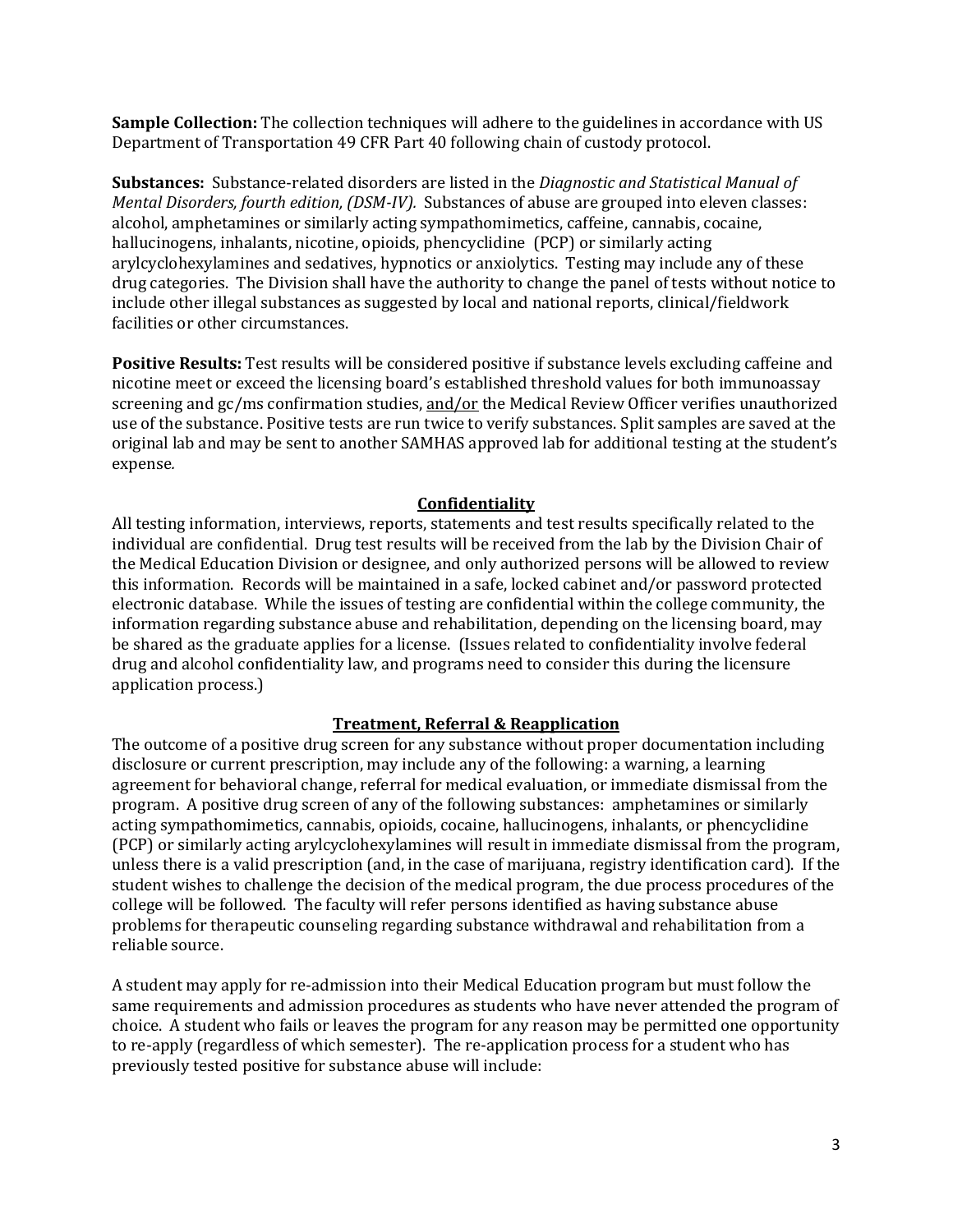**Sample Collection:** The collection techniques will adhere to the guidelines in accordance with US Department of Transportation 49 CFR Part 40 following chain of custody protocol.

**Substances:** Substance-related disorders are listed in the *Diagnostic and Statistical Manual of Mental Disorders, fourth edition, (DSM-IV).* Substances of abuse are grouped into eleven classes: alcohol, amphetamines or similarly acting sympathomimetics, caffeine, cannabis, cocaine, hallucinogens, inhalants, nicotine, opioids, phencyclidine (PCP) or similarly acting arylcyclohexylamines and sedatives, hypnotics or anxiolytics. Testing may include any of these drug categories. The Division shall have the authority to change the panel of tests without notice to include other illegal substances as suggested by local and national reports, clinical/fieldwork facilities or other circumstances.

**Positive Results:** Test results will be considered positive if substance levels excluding caffeine and nicotine meet or exceed the licensing board's established threshold values for both immunoassay screening and gc/ms confirmation studies, <u>and/or</u> the Medical Review Officer verifies unauthorized use of the substance. Positive tests are run twice to verify substances. Split samples are saved at the original lab and may be sent to another SAMHAS approved lab for additional testing at the student's expense.

## Confidentiality

All testing information, interviews, reports, statements and test results specifically related to the individual are confidential. Drug test results will be received from the lab by the Division Chair of the Medical Education Division or designee, and only authorized persons will be allowed to review this information. Records will be maintained in a safe, locked cabinet and/or password protected electronic database. While the issues of testing are confidential within the college community, the information regarding substance abuse and rehabilitation, depending on the licensing board, may be shared as the graduate applies for a license. (Issues related to confidentiality involve federal drug and alcohol confidentiality law, and programs need to consider this during the licensure application process.)

## Treatment, Referral & Reapplication

The outcome of a positive drug screen for any substance without proper documentation including disclosure or current prescription, may include any of the following: a warning, a learning agreement for behavioral change, referral for medical evaluation, or immediate dismissal from the program. A positive drug screen of any of the following substances: amphetamines or similarly acting sympathomimetics, cannabis, opioids, cocaine, hallucinogens, inhalants, or phencyclidine (PCP) or similarly acting arylcyclohexylamines will result in immediate dismissal from the program, unless there is a valid prescription (and, in the case of marijuana, registry identification card). If the student wishes to challenge the decision of the medical program, the due process procedures of the college will be followed. The faculty will refer persons identified as having substance abuse problems for therapeutic counseling regarding substance withdrawal and rehabilitation from a reliable source.

A student may apply for re-admission into their Medical Education program but must follow the same requirements and admission procedures as students who have never attended the program of choice. A student who fails or leaves the program for any reason may be permitted one opportunity to re-apply (regardless of which semester). The re-application process for a student who has previously tested positive for substance abuse will include: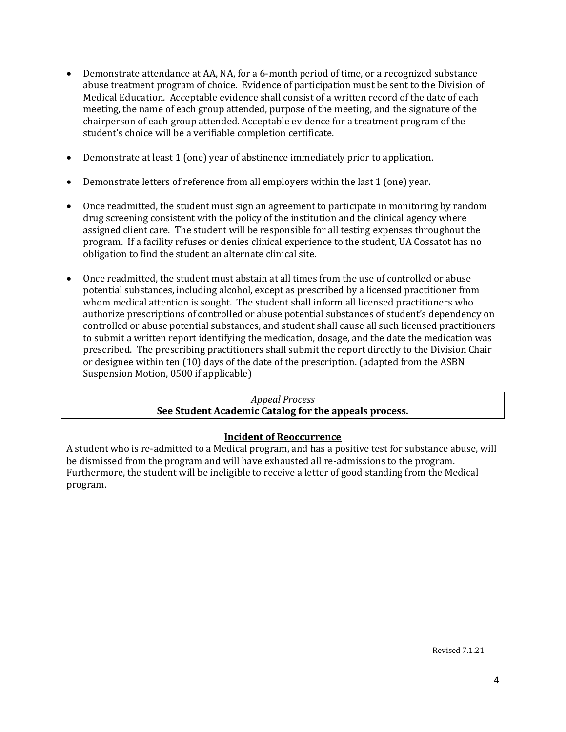- Demonstrate attendance at AA, NA, for a 6-month period of time, or a recognized substance abuse treatment program of choice. Evidence of participation must be sent to the Division of Medical Education. Acceptable evidence shall consist of a written record of the date of each meeting, the name of each group attended, purpose of the meeting, and the signature of the chairperson of each group attended. Acceptable evidence for a treatment program of the student's choice will be a verifiable completion certificate.

- Demonstrate at least 1 (one) year of abstinence immediately prior to application.

- Demonstrate letters of reference from all employers within the last 1 (one) year.

- Once readmitted, the student must sign an agreement to participate in monitoring by random drug screening consistent with the policy of the institution and the clinical agency where assigned client care. The student will be responsible for all testing expenses throughout the program. If a facility refuses or denies clinical experience to the student, UA Cossatot has no obligation to find the student an alternate clinical site.

- Once readmitted, the student must abstain at all times from the use of controlled or abuse potential substances, including alcohol, except as prescribed by a licensed practitioner from whom medical attention is sought. The student shall inform all licensed practitioners who authorize prescriptions of controlled or abuse potential substances of student's dependency on controlled or abuse potential substances, and student shall cause all such licensed practitioners to submit a written report identifying the medication, dosage, and the date the medication was prescribed. The prescribing practitioners shall submit the report directly to the Division Chair or designee within ten (10) days of the date of the prescription. (adapted from the ASBN Suspension Motion, 0500 if applicable)

*Appeal Process*

**See Student Academic Catalog for the appeals process.**

## Incident of Reoccurrence

A student who is re-admitted to a Medical program, and has a positive test for substance abuse, will be dismissed from the program and will have exhausted all re-admissions to the program. Furthermore, the student will be ineligible to receive a letter of good standing from the Medical program.

Revised 7.1.21